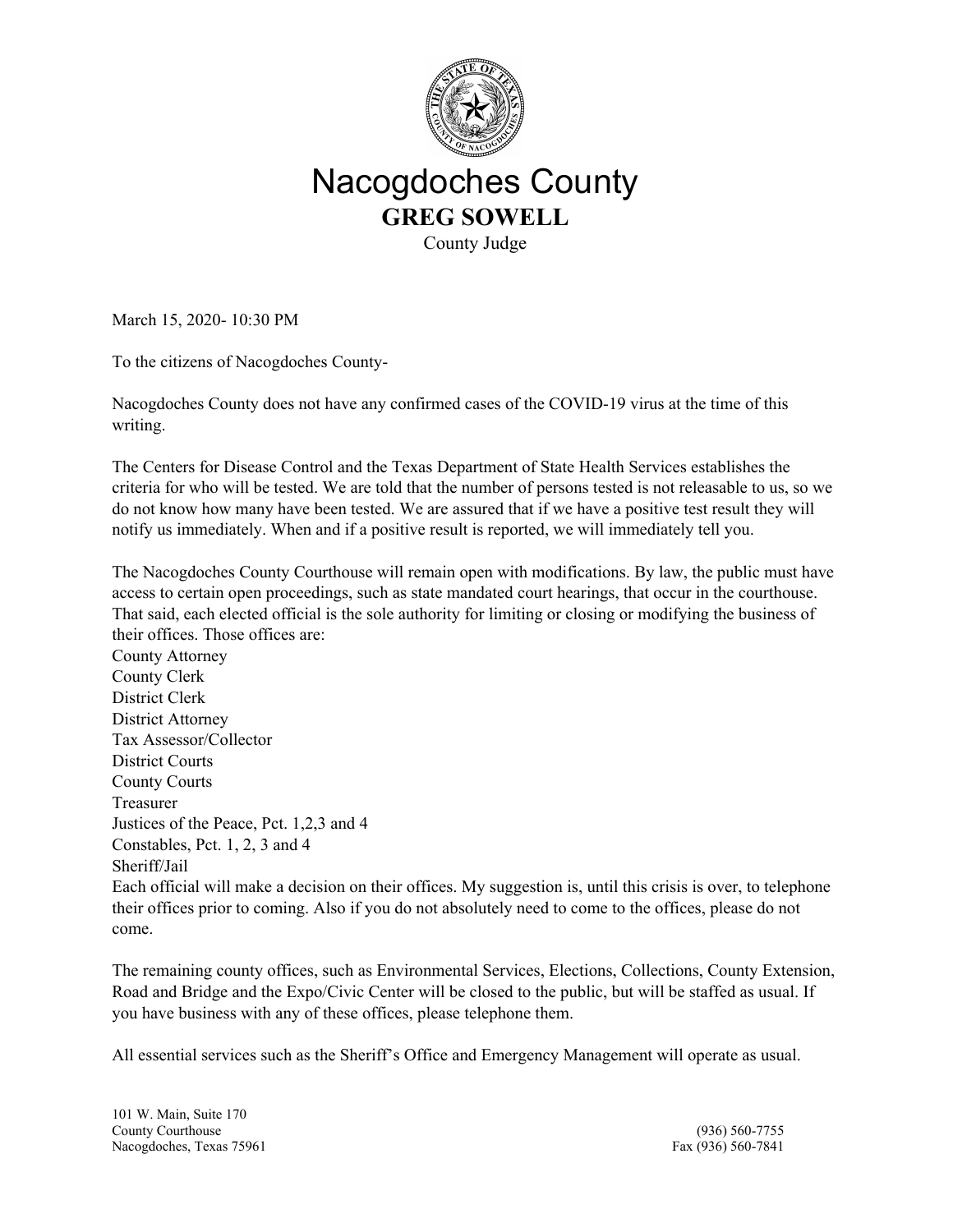# Nacogdoches County

**GREG SOWELL**

County Judge

March 15, 2020- 10:30 PM

To the citizens of Nacogdoches County-

Nacogdoches County does not have any confirmed cases of the COVID-19 virus at the time of this writing.

The Centers for Disease Control and the Texas Department of State Health Services establishes the criteria for who will be tested. We are told that the number of persons tested is not releasable to us, so we do not know how many have been tested. We are assured that if we have a positive test result they will notify us immediately. When and if a positive result is reported, we will immediately tell you.

The Nacogdoches County Courthouse will remain open with modifications. By law, the public must have access to certain open proceedings, such as state mandated court hearings, that occur in the courthouse. That said, each elected official is the sole authority for limiting or closing or modifying the business of their offices. Those offices are:

County Attorney
County Clerk
District Clerk
District Attorney
Tax Assessor/Collector
District Courts
County Courts
Treasurer
Justices of the Peace, Pct. 1,2,3 and 4
Constables, Pct. 1, 2, 3 and 4
Sheriff/Jail

Each official will make a decision on their offices. My suggestion is, until this crisis is over, to telephone their offices prior to coming. Also if you do not absolutely need to come to the offices, please do not come.

The remaining county offices, such as Environmental Services, Elections, Collections, County Extension, Road and Bridge and the Expo/Civic Center will be closed to the public, but will be staffed as usual. If you have business with any of these offices, please telephone them.

All essential services such as the Sheriff's Office and Emergency Management will operate as usual.

101 W. Main, Suite 170
County Courthouse
Nacogdoches, Texas 75961

(936) 560-7755
Fax (936) 560-7841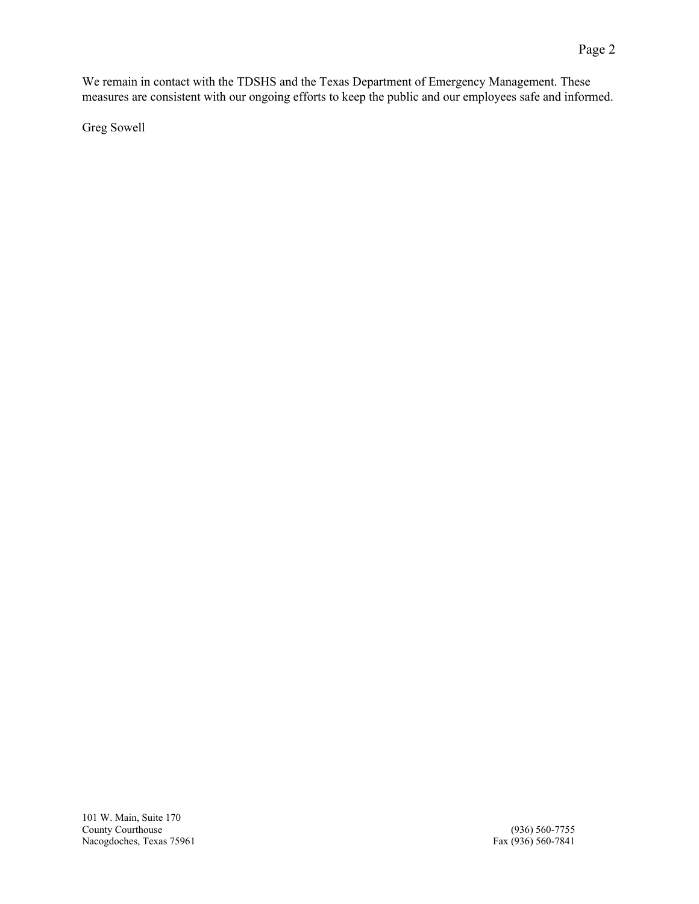We remain in contact with the TDSHS and the Texas Department of Emergency Management. These measures are consistent with our ongoing efforts to keep the public and our employees safe and informed.

Greg Sowell

101 W. Main, Suite 170
County Courthouse
Nacogdoches, Texas 75961

(936) 560-7755
Fax (936) 560-7841